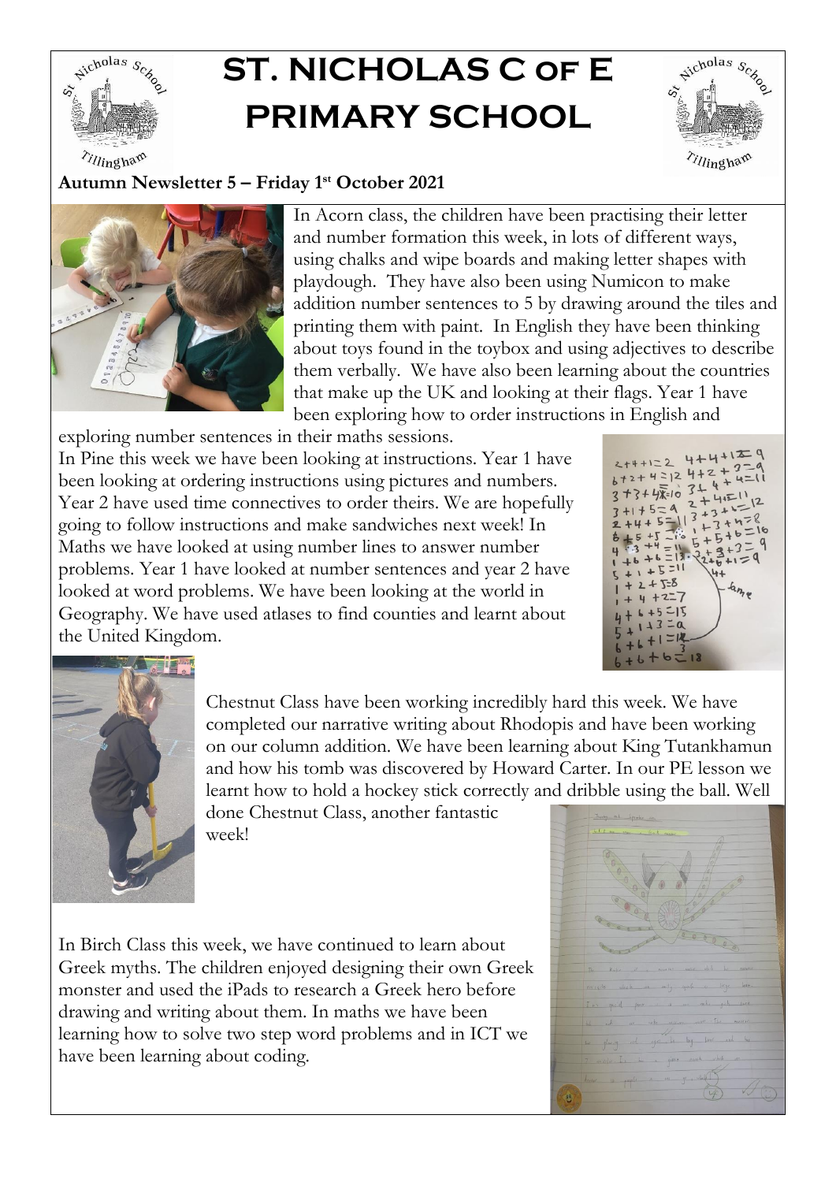# ST. NICHOLAS C OF E PRIMARY SCHOOL

**Autumn Newsletter 5 – Friday 1st October 2021**

In Acorn class, the children have been practising their letter and number formation this week, in lots of different ways, using chalks and wipe boards and making letter shapes with playdough. They have also been using Numicon to make addition number sentences to 5 by drawing around the tiles and printing them with paint. In English they have been thinking about toys found in the toybox and using adjectives to describe them verbally. We have also been learning about the countries that make up the UK and looking at their flags. Year 1 have been exploring how to order instructions in English and exploring number sentences in their maths sessions.

In Pine this week we have been looking at instructions. Year 1 have been looking at ordering instructions using pictures and numbers. Year 2 have used time connectives to order theirs. We are hopefully going to follow instructions and make sandwiches next week! In Maths we have looked at using number lines to answer number problems. Year 1 have looked at number sentences and year 2 have looked at word problems. We have been looking at the world in Geography. We have used atlases to find counties and learnt about the United Kingdom.

Chestnut Class have been working incredibly hard this week. We have completed our narrative writing about Rhodopis and have been working on our column addition. We have been learning about King Tutankhamun and how his tomb was discovered by Howard Carter. In our PE lesson we learnt how to hold a hockey stick correctly and dribble using the ball. Well done Chestnut Class, another fantastic week!

In Birch Class this week, we have continued to learn about Greek myths. The children enjoyed designing their own Greek monster and used the iPads to research a Greek hero before drawing and writing about them. In maths we have been learning how to solve two step word problems and in ICT we have been learning about coding.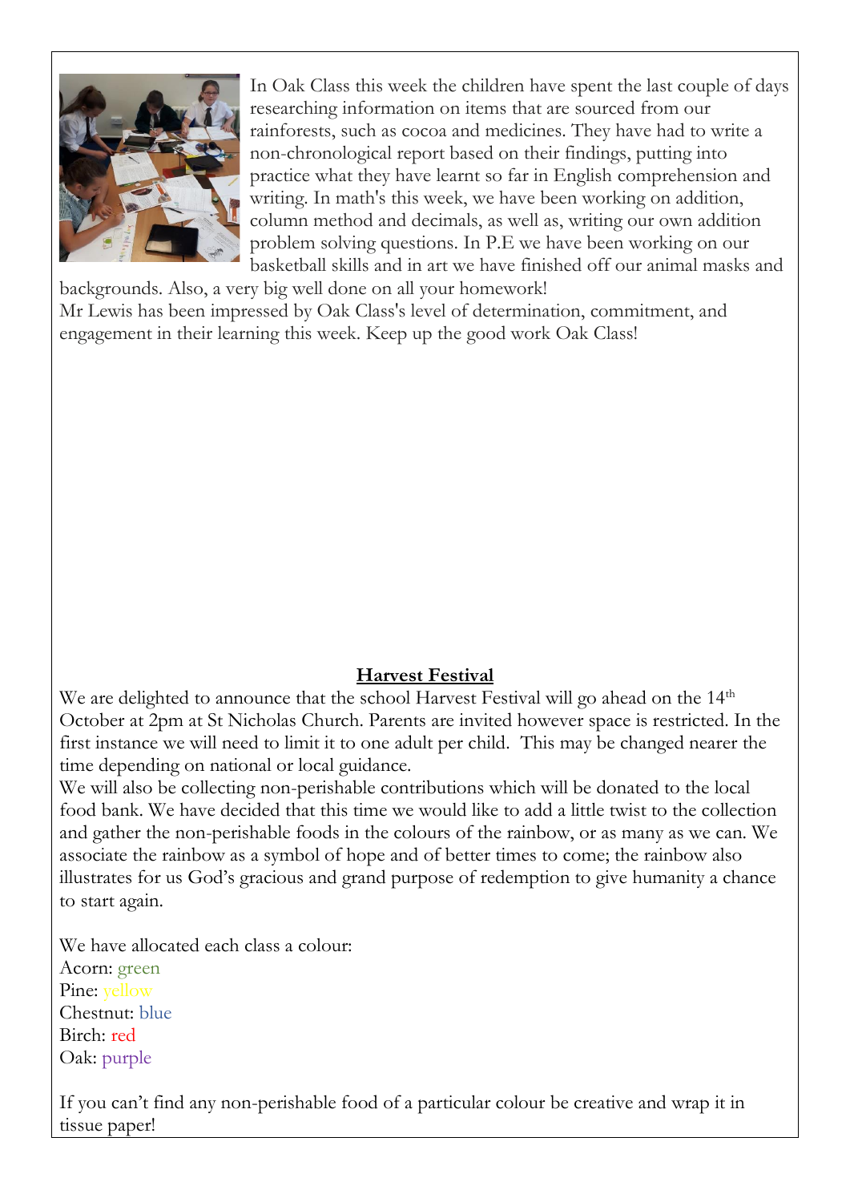In Oak Class this week the children have spent the last couple of days researching information on items that are sourced from our rainforests, such as cocoa and medicines. They have had to write a non-chronological report based on their findings, putting into practice what they have learnt so far in English comprehension and writing. In math's this week, we have been working on addition, column method and decimals, as well as, writing our own addition problem solving questions. In P.E we have been working on our basketball skills and in art we have finished off our animal masks and backgrounds. Also, a very big well done on all your homework!

Mr Lewis has been impressed by Oak Class's level of determination, commitment, and engagement in their learning this week. Keep up the good work Oak Class!

## Harvest Festival

We are delighted to announce that the school Harvest Festival will go ahead on the 14th October at 2pm at St Nicholas Church. Parents are invited however space is restricted. In the first instance we will need to limit it to one adult per child. This may be changed nearer the time depending on national or local guidance.

We will also be collecting non-perishable contributions which will be donated to the local food bank. We have decided that this time we would like to add a little twist to the collection and gather the non-perishable foods in the colours of the rainbow, or as many as we can. We associate the rainbow as a symbol of hope and of better times to come; the rainbow also illustrates for us God's gracious and grand purpose of redemption to give humanity a chance to start again.

We have allocated each class a colour:
Acorn: green
Pine: yellow
Chestnut: blue
Birch: red
Oak: purple

If you can't find any non-perishable food of a particular colour be creative and wrap it in tissue paper!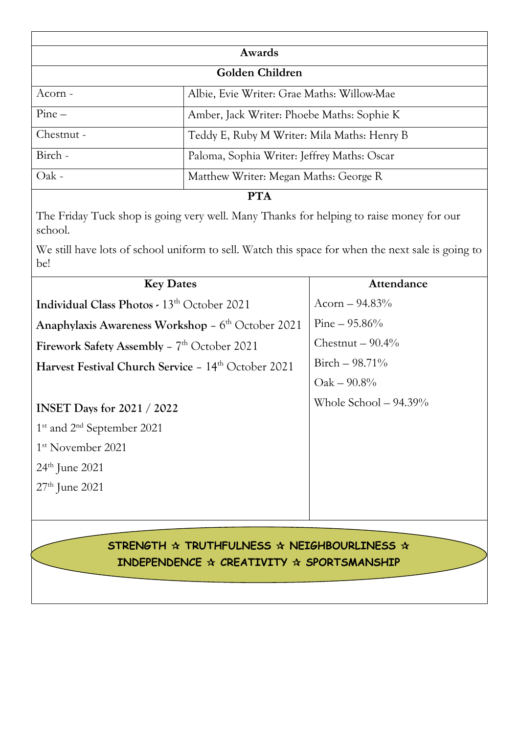## Awards

### Golden Children

| | |
|---|---|
| Acorn - | Albie, Evie Writer: Grae Maths: Willow-Mae |
| Pine – | Amber, Jack Writer: Phoebe Maths: Sophie K |
| Chestnut - | Teddy E, Ruby M Writer: Mila Maths: Henry B |
| Birch - | Paloma, Sophia Writer: Jeffrey Maths: Oscar |
| Oak - | Matthew Writer: Megan Maths: George R |

## PTA

The Friday Tuck shop is going very well. Many Thanks for helping to raise money for our school.

We still have lots of school uniform to sell. Watch this space for when the next sale is going to be!

## Key Dates

**Individual Class Photos -** 13th October 2021

**Anaphylaxis Awareness Workshop** – 6th October 2021

**Firework Safety Assembly** – 7th October 2021

**Harvest Festival Church Service** – 14th October 2021

**INSET Days for 2021 / 2022**

1st and 2nd September 2021

1st November 2021

24th June 2021

27th June 2021

## Attendance

Acorn – 94.83%

Pine – 95.86%

Chestnut – 90.4%

Birch – 98.71%

Oak – 90.8%

Whole School – 94.39%

**STRENGTH ☆ TRUTHFULNESS ☆ NEIGHBOURLINESS ☆ INDEPENDENCE ☆ CREATIVITY ☆ SPORTSMANSHIP**